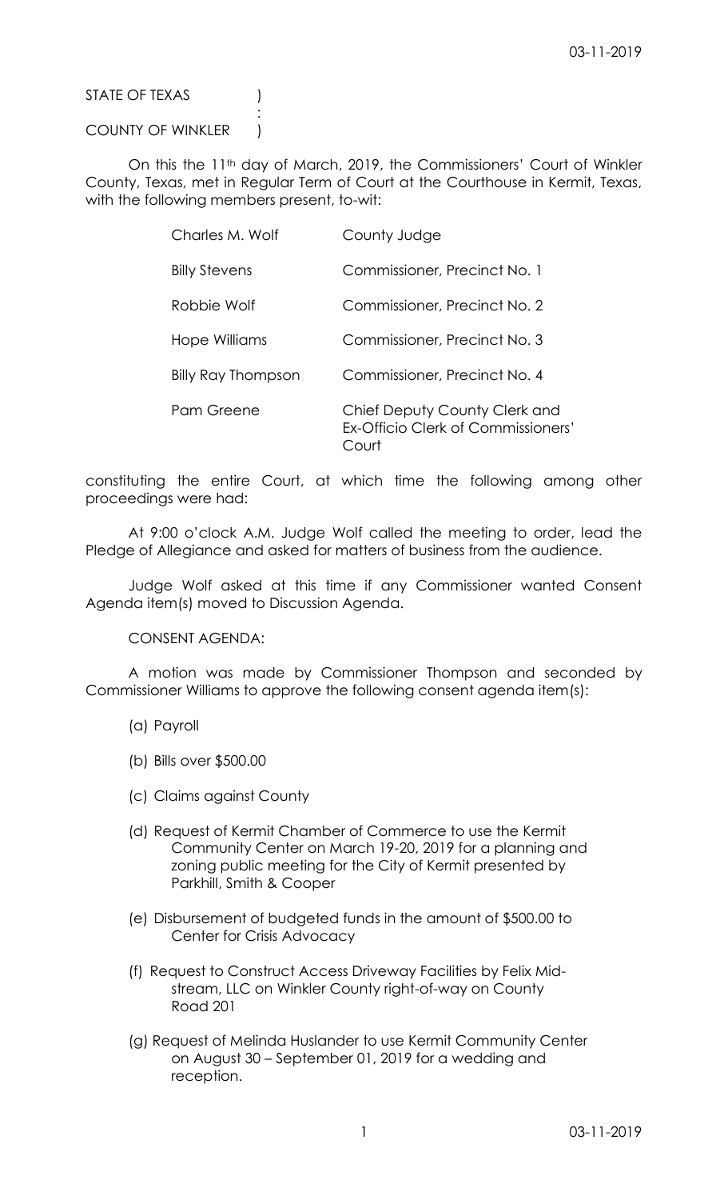STATE OF TEXAS )
:
COUNTY OF WINKLER )

On this the 11th day of March, 2019, the Commissioners' Court of Winkler County, Texas, met in Regular Term of Court at the Courthouse in Kermit, Texas, with the following members present, to-wit:

| | |
|---|---|
| Charles M. Wolf | County Judge |
| Billy Stevens | Commissioner, Precinct No. 1 |
| Robbie Wolf | Commissioner, Precinct No. 2 |
| Hope Williams | Commissioner, Precinct No. 3 |
| Billy Ray Thompson | Commissioner, Precinct No. 4 |
| Pam Greene | Chief Deputy County Clerk and Ex-Officio Clerk of Commissioners' Court |

constituting the entire Court, at which time the following among other proceedings were had:

At 9:00 o'clock A.M. Judge Wolf called the meeting to order, lead the Pledge of Allegiance and asked for matters of business from the audience.

Judge Wolf asked at this time if any Commissioner wanted Consent Agenda item(s) moved to Discussion Agenda.

CONSENT AGENDA:

A motion was made by Commissioner Thompson and seconded by Commissioner Williams to approve the following consent agenda item(s):

(a) Payroll

(b) Bills over $500.00

(c) Claims against County

(d) Request of Kermit Chamber of Commerce to use the Kermit Community Center on March 19-20, 2019 for a planning and zoning public meeting for the City of Kermit presented by Parkhill, Smith & Cooper

(e) Disbursement of budgeted funds in the amount of $500.00 to Center for Crisis Advocacy

(f) Request to Construct Access Driveway Facilities by Felix Mid-stream, LLC on Winkler County right-of-way on County Road 201

(g) Request of Melinda Huslander to use Kermit Community Center on August 30 – September 01, 2019 for a wedding and reception.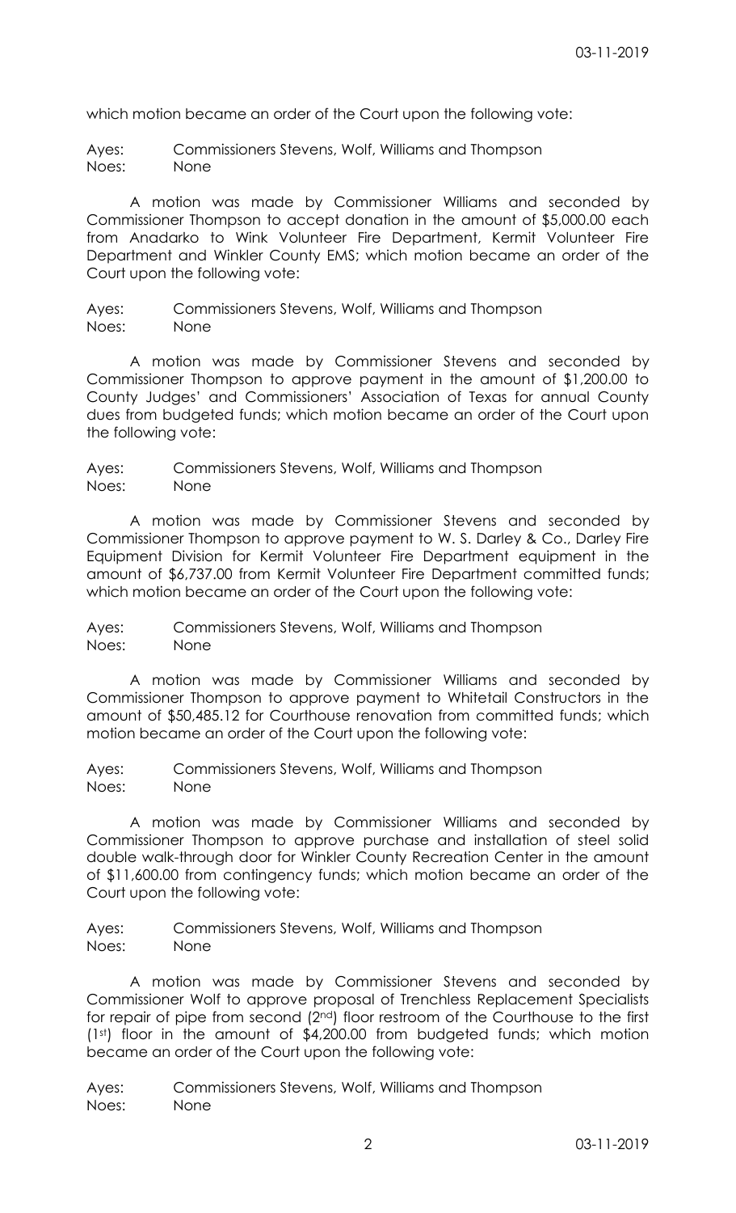which motion became an order of the Court upon the following vote:

Ayes: Commissioners Stevens, Wolf, Williams and Thompson
Noes: None

A motion was made by Commissioner Williams and seconded by Commissioner Thompson to accept donation in the amount of $5,000.00 each from Anadarko to Wink Volunteer Fire Department, Kermit Volunteer Fire Department and Winkler County EMS; which motion became an order of the Court upon the following vote:

Ayes: Commissioners Stevens, Wolf, Williams and Thompson
Noes: None

A motion was made by Commissioner Stevens and seconded by Commissioner Thompson to approve payment in the amount of $1,200.00 to County Judges' and Commissioners' Association of Texas for annual County dues from budgeted funds; which motion became an order of the Court upon the following vote:

Ayes: Commissioners Stevens, Wolf, Williams and Thompson
Noes: None

A motion was made by Commissioner Stevens and seconded by Commissioner Thompson to approve payment to W. S. Darley & Co., Darley Fire Equipment Division for Kermit Volunteer Fire Department equipment in the amount of $6,737.00 from Kermit Volunteer Fire Department committed funds; which motion became an order of the Court upon the following vote:

Ayes: Commissioners Stevens, Wolf, Williams and Thompson
Noes: None

A motion was made by Commissioner Williams and seconded by Commissioner Thompson to approve payment to Whitetail Constructors in the amount of $50,485.12 for Courthouse renovation from committed funds; which motion became an order of the Court upon the following vote:

Ayes: Commissioners Stevens, Wolf, Williams and Thompson
Noes: None

A motion was made by Commissioner Williams and seconded by Commissioner Thompson to approve purchase and installation of steel solid double walk-through door for Winkler County Recreation Center in the amount of $11,600.00 from contingency funds; which motion became an order of the Court upon the following vote:

Ayes: Commissioners Stevens, Wolf, Williams and Thompson
Noes: None

A motion was made by Commissioner Stevens and seconded by Commissioner Wolf to approve proposal of Trenchless Replacement Specialists for repair of pipe from second (2nd) floor restroom of the Courthouse to the first (1st) floor in the amount of $4,200.00 from budgeted funds; which motion became an order of the Court upon the following vote:

Ayes: Commissioners Stevens, Wolf, Williams and Thompson
Noes: None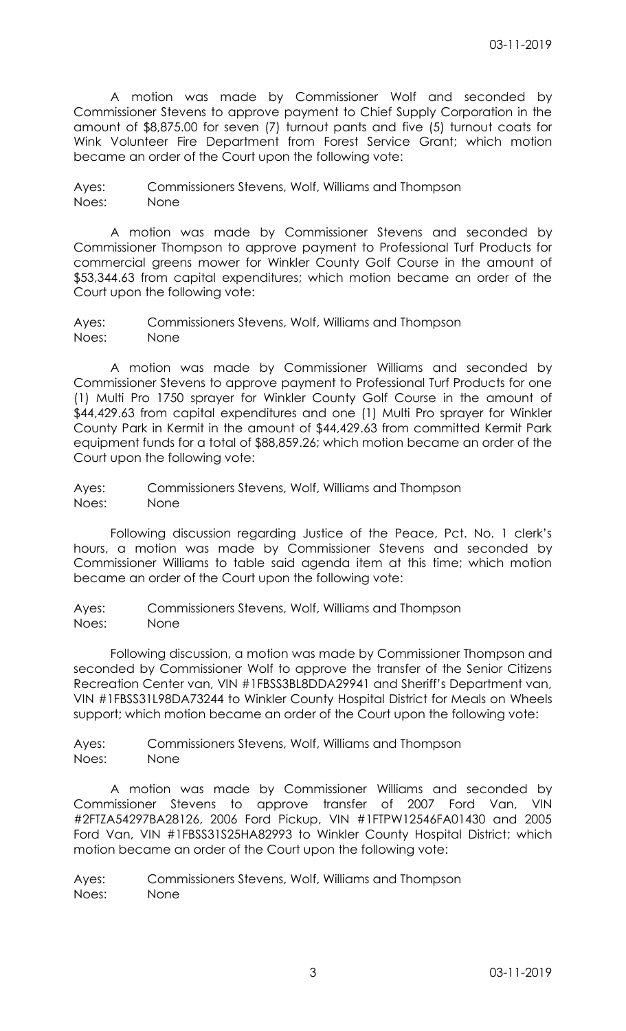A motion was made by Commissioner Wolf and seconded by Commissioner Stevens to approve payment to Chief Supply Corporation in the amount of $8,875.00 for seven (7) turnout pants and five (5) turnout coats for Wink Volunteer Fire Department from Forest Service Grant; which motion became an order of the Court upon the following vote:

Ayes: Commissioners Stevens, Wolf, Williams and Thompson
Noes: None

A motion was made by Commissioner Stevens and seconded by Commissioner Thompson to approve payment to Professional Turf Products for commercial greens mower for Winkler County Golf Course in the amount of $53,344.63 from capital expenditures; which motion became an order of the Court upon the following vote:

Ayes: Commissioners Stevens, Wolf, Williams and Thompson
Noes: None

A motion was made by Commissioner Williams and seconded by Commissioner Stevens to approve payment to Professional Turf Products for one (1) Multi Pro 1750 sprayer for Winkler County Golf Course in the amount of $44,429.63 from capital expenditures and one (1) Multi Pro sprayer for Winkler County Park in Kermit in the amount of $44,429.63 from committed Kermit Park equipment funds for a total of $88,859.26; which motion became an order of the Court upon the following vote:

Ayes: Commissioners Stevens, Wolf, Williams and Thompson
Noes: None

Following discussion regarding Justice of the Peace, Pct. No. 1 clerk's hours, a motion was made by Commissioner Stevens and seconded by Commissioner Williams to table said agenda item at this time; which motion became an order of the Court upon the following vote:

Ayes: Commissioners Stevens, Wolf, Williams and Thompson
Noes: None

Following discussion, a motion was made by Commissioner Thompson and seconded by Commissioner Wolf to approve the transfer of the Senior Citizens Recreation Center van, VIN #1FBSS3BL8DDA29941 and Sheriff's Department van, VIN #1FBSS31L98DA73244 to Winkler County Hospital District for Meals on Wheels support; which motion became an order of the Court upon the following vote:

Ayes: Commissioners Stevens, Wolf, Williams and Thompson
Noes: None

A motion was made by Commissioner Williams and seconded by Commissioner Stevens to approve transfer of 2007 Ford Van, VIN #2FTZA54297BA28126, 2006 Ford Pickup, VIN #1FTPW12546FA01430 and 2005 Ford Van, VIN #1FBSS31S25HA82993 to Winkler County Hospital District; which motion became an order of the Court upon the following vote:

Ayes: Commissioners Stevens, Wolf, Williams and Thompson
Noes: None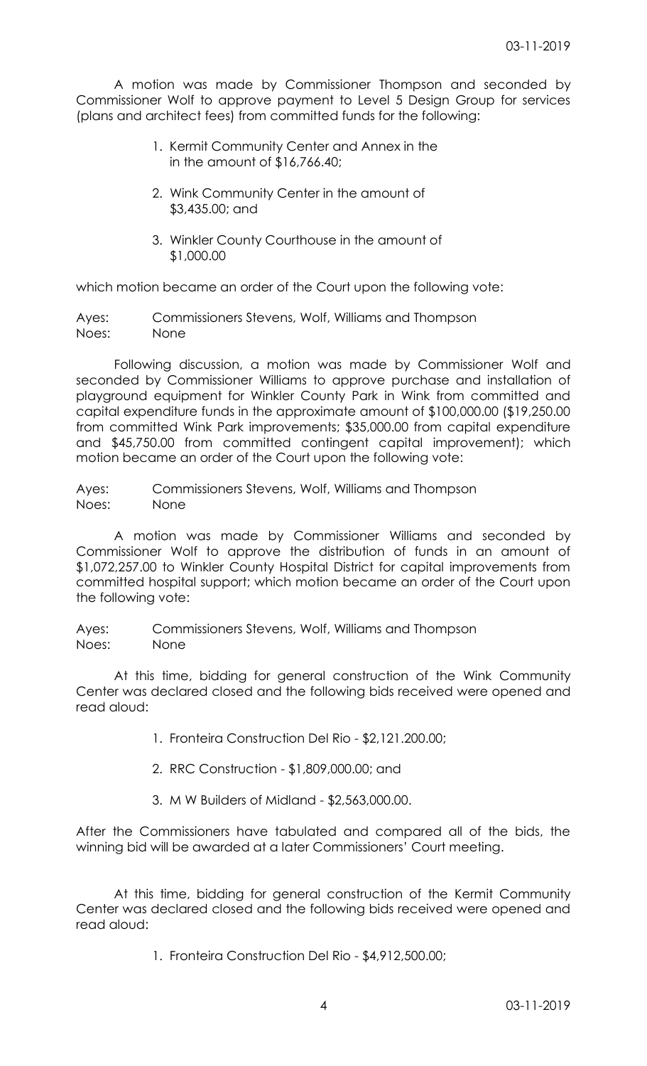A motion was made by Commissioner Thompson and seconded by Commissioner Wolf to approve payment to Level 5 Design Group for services (plans and architect fees) from committed funds for the following:

1. Kermit Community Center and Annex in the in the amount of $16,766.40;

2. Wink Community Center in the amount of $3,435.00; and

3. Winkler County Courthouse in the amount of $1,000.00

which motion became an order of the Court upon the following vote:

Ayes: Commissioners Stevens, Wolf, Williams and Thompson
Noes: None

Following discussion, a motion was made by Commissioner Wolf and seconded by Commissioner Williams to approve purchase and installation of playground equipment for Winkler County Park in Wink from committed and capital expenditure funds in the approximate amount of $100,000.00 ($19,250.00 from committed Wink Park improvements; $35,000.00 from capital expenditure and $45,750.00 from committed contingent capital improvement); which motion became an order of the Court upon the following vote:

Ayes: Commissioners Stevens, Wolf, Williams and Thompson
Noes: None

A motion was made by Commissioner Williams and seconded by Commissioner Wolf to approve the distribution of funds in an amount of $1,072,257.00 to Winkler County Hospital District for capital improvements from committed hospital support; which motion became an order of the Court upon the following vote:

Ayes: Commissioners Stevens, Wolf, Williams and Thompson
Noes: None

At this time, bidding for general construction of the Wink Community Center was declared closed and the following bids received were opened and read aloud:

1. Fronteira Construction Del Rio - $2,121.200.00;

2. RRC Construction - $1,809,000.00; and

3. M W Builders of Midland - $2,563,000.00.

After the Commissioners have tabulated and compared all of the bids, the winning bid will be awarded at a later Commissioners' Court meeting.

At this time, bidding for general construction of the Kermit Community Center was declared closed and the following bids received were opened and read aloud:

1. Fronteira Construction Del Rio - $4,912,500.00;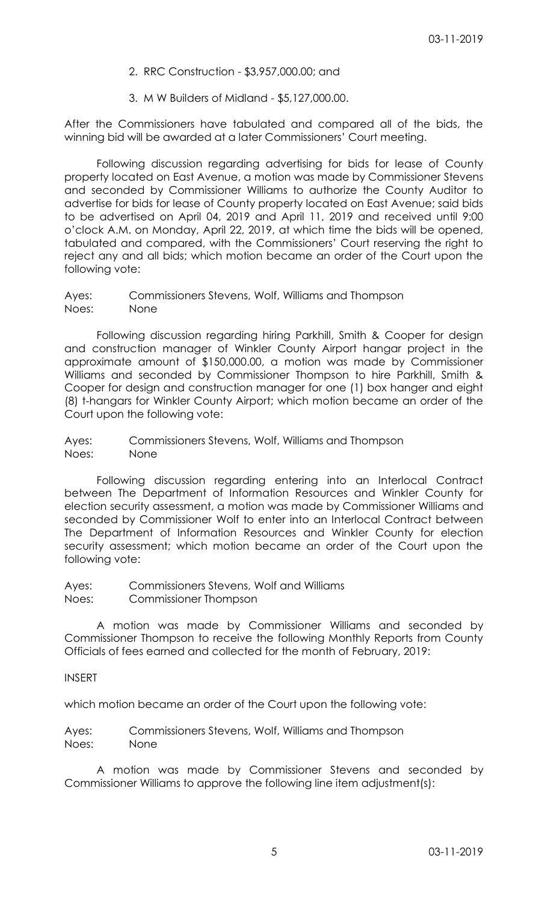2. RRC Construction - $3,957,000.00; and

3. M W Builders of Midland - $5,127,000.00.

After the Commissioners have tabulated and compared all of the bids, the winning bid will be awarded at a later Commissioners' Court meeting.

Following discussion regarding advertising for bids for lease of County property located on East Avenue, a motion was made by Commissioner Stevens and seconded by Commissioner Williams to authorize the County Auditor to advertise for bids for lease of County property located on East Avenue; said bids to be advertised on April 04, 2019 and April 11, 2019 and received until 9:00 o'clock A.M. on Monday, April 22, 2019, at which time the bids will be opened, tabulated and compared, with the Commissioners' Court reserving the right to reject any and all bids; which motion became an order of the Court upon the following vote:

Ayes: Commissioners Stevens, Wolf, Williams and Thompson
Noes: None

Following discussion regarding hiring Parkhill, Smith & Cooper for design and construction manager of Winkler County Airport hangar project in the approximate amount of $150,000.00, a motion was made by Commissioner Williams and seconded by Commissioner Thompson to hire Parkhill, Smith & Cooper for design and construction manager for one (1) box hanger and eight (8) t-hangars for Winkler County Airport; which motion became an order of the Court upon the following vote:

Ayes: Commissioners Stevens, Wolf, Williams and Thompson
Noes: None

Following discussion regarding entering into an Interlocal Contract between The Department of Information Resources and Winkler County for election security assessment, a motion was made by Commissioner Williams and seconded by Commissioner Wolf to enter into an Interlocal Contract between The Department of Information Resources and Winkler County for election security assessment; which motion became an order of the Court upon the following vote:

Ayes: Commissioners Stevens, Wolf and Williams
Noes: Commissioner Thompson

A motion was made by Commissioner Williams and seconded by Commissioner Thompson to receive the following Monthly Reports from County Officials of fees earned and collected for the month of February, 2019:

INSERT

which motion became an order of the Court upon the following vote:

Ayes: Commissioners Stevens, Wolf, Williams and Thompson
Noes: None

A motion was made by Commissioner Stevens and seconded by Commissioner Williams to approve the following line item adjustment(s):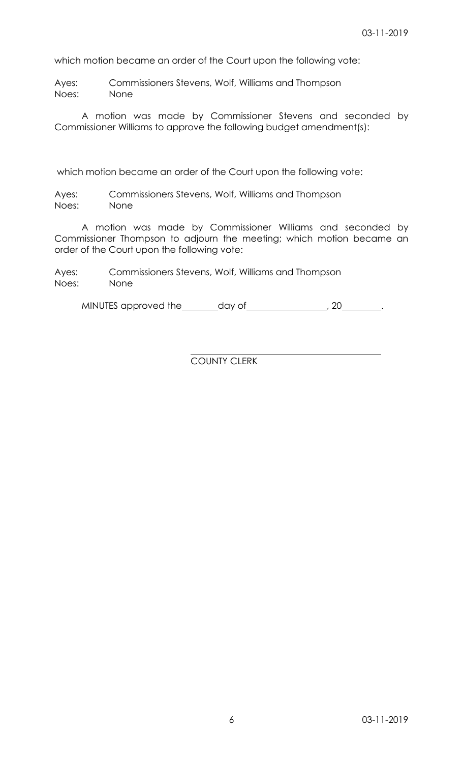which motion became an order of the Court upon the following vote:

Ayes: Commissioners Stevens, Wolf, Williams and Thompson
Noes: None

A motion was made by Commissioner Stevens and seconded by Commissioner Williams to approve the following budget amendment(s):

which motion became an order of the Court upon the following vote:

Ayes: Commissioners Stevens, Wolf, Williams and Thompson
Noes: None

A motion was made by Commissioner Williams and seconded by Commissioner Thompson to adjourn the meeting; which motion became an order of the Court upon the following vote:

Ayes: Commissioners Stevens, Wolf, Williams and Thompson
Noes: None

MINUTES approved the ________ day of __________________, 20_________.

______________________________________
COUNTY CLERK